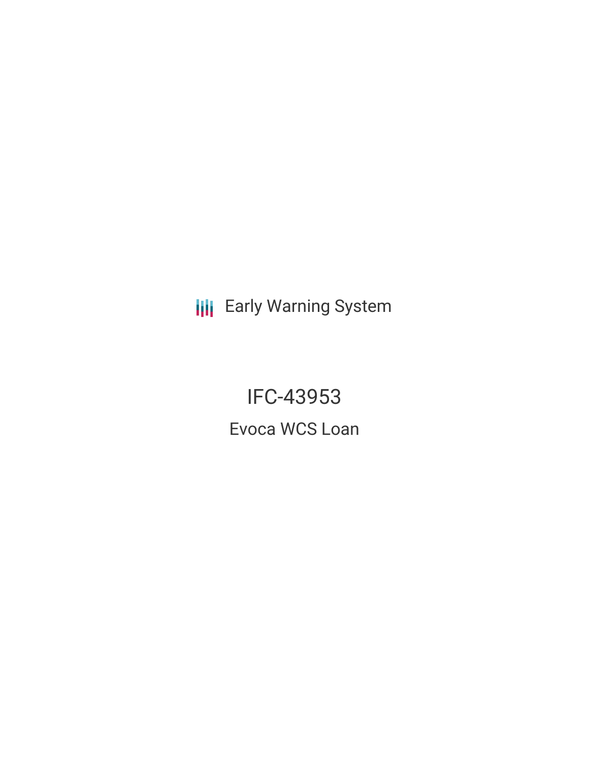Early Warning System

# IFC-43953

## Evoca WCS Loan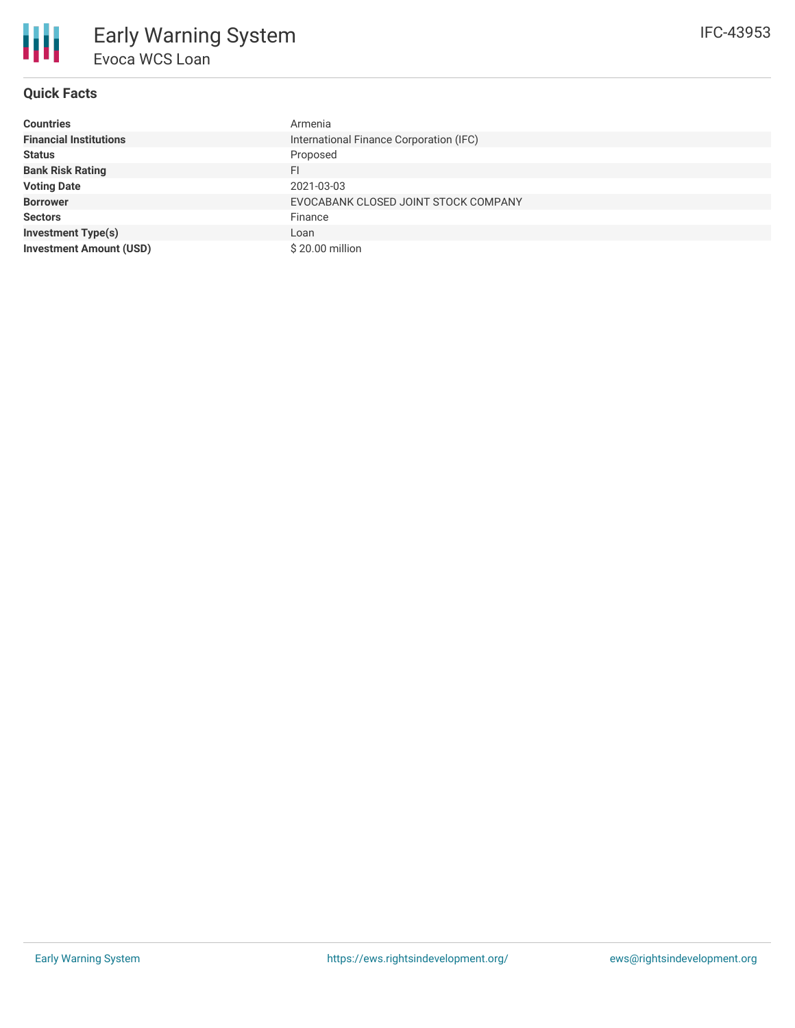# Early Warning System

## Evoca WCS Loan

IFC-43953

### Quick Facts

| | |
|---|---|
| **Countries** | Armenia |
| **Financial Institutions** | International Finance Corporation (IFC) |
| **Status** | Proposed |
| **Bank Risk Rating** | FI |
| **Voting Date** | 2021-03-03 |
| **Borrower** | EVOCABANK CLOSED JOINT STOCK COMPANY |
| **Sectors** | Finance |
| **Investment Type(s)** | Loan |
| **Investment Amount (USD)** | $ 20.00 million |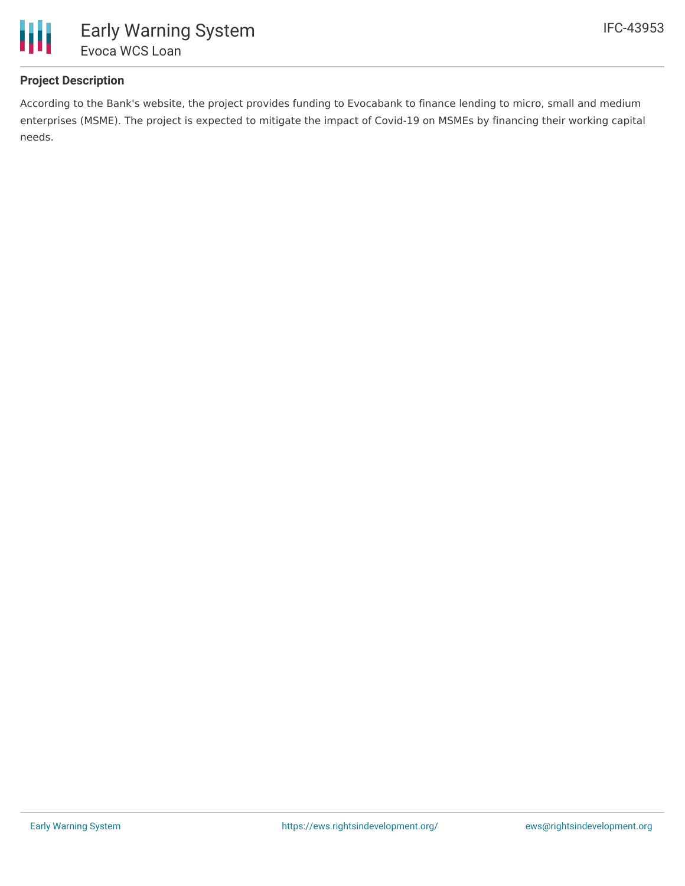## Project Description

According to the Bank's website, the project provides funding to Evocabank to finance lending to micro, small and medium enterprises (MSME). The project is expected to mitigate the impact of Covid-19 on MSMEs by financing their working capital needs.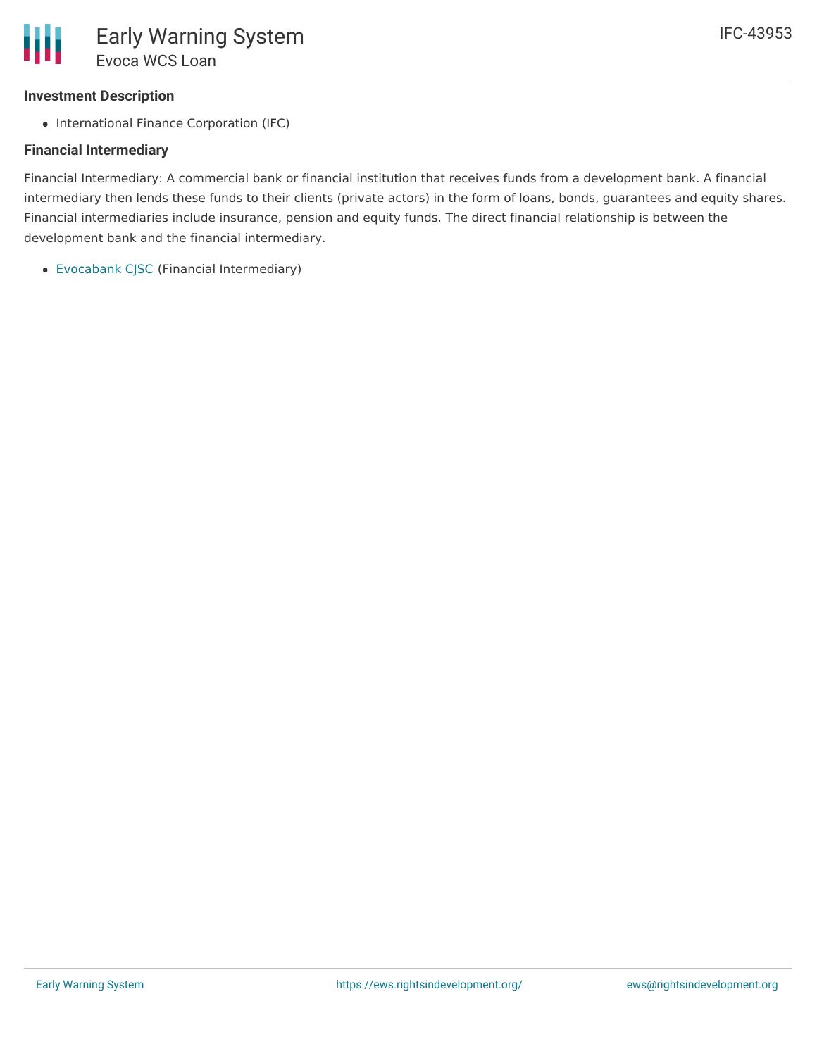### Investment Description

- International Finance Corporation (IFC)

### Financial Intermediary

Financial Intermediary: A commercial bank or financial institution that receives funds from a development bank. A financial intermediary then lends these funds to their clients (private actors) in the form of loans, bonds, guarantees and equity shares. Financial intermediaries include insurance, pension and equity funds. The direct financial relationship is between the development bank and the financial intermediary.

- Evocabank CJSC (Financial Intermediary)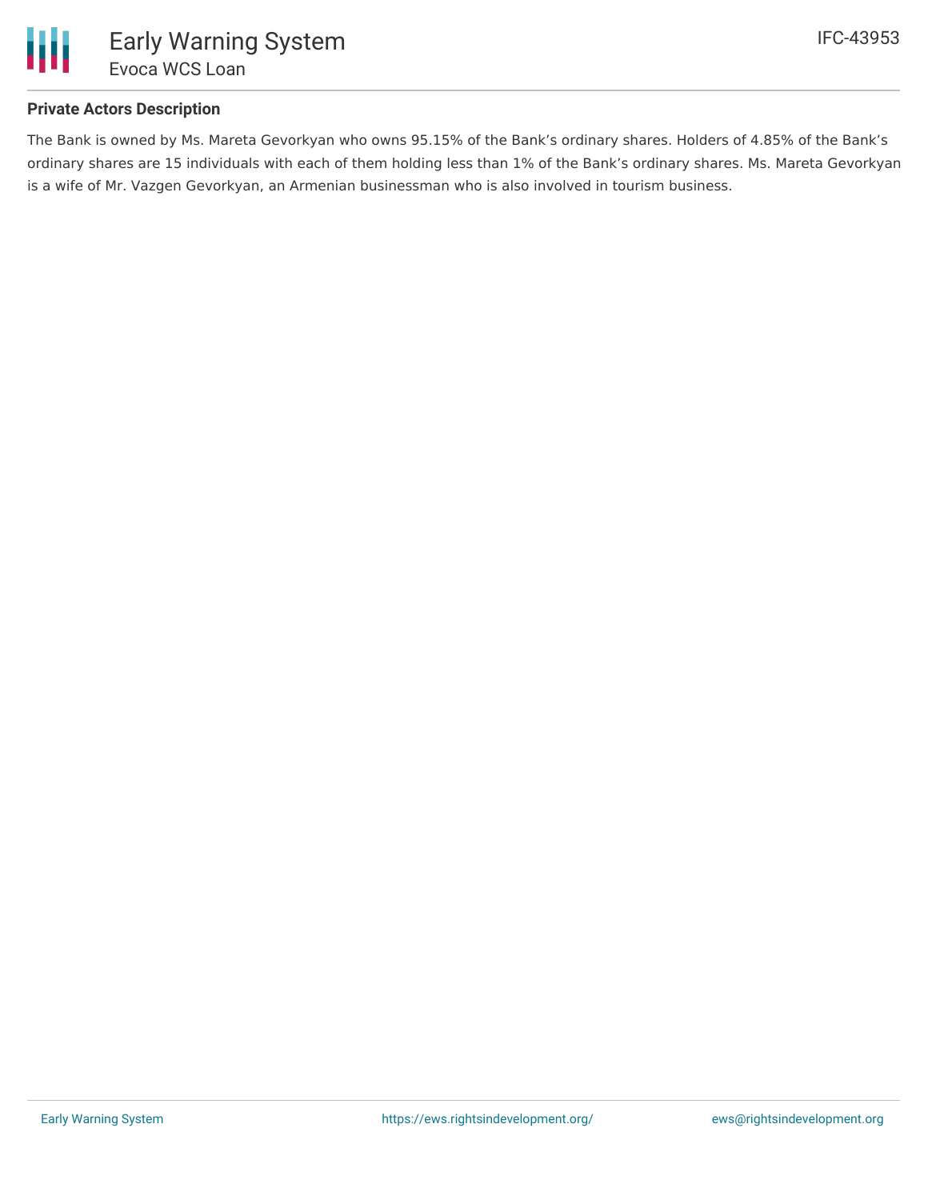**Private Actors Description**

The Bank is owned by Ms. Mareta Gevorkyan who owns 95.15% of the Bank's ordinary shares. Holders of 4.85% of the Bank's ordinary shares are 15 individuals with each of them holding less than 1% of the Bank's ordinary shares. Ms. Mareta Gevorkyan is a wife of Mr. Vazgen Gevorkyan, an Armenian businessman who is also involved in tourism business.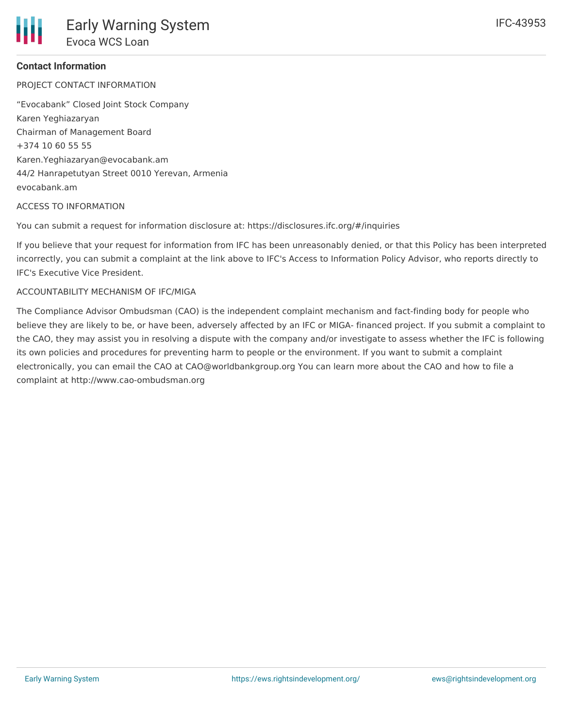## Contact Information

PROJECT CONTACT INFORMATION

"Evocabank" Closed Joint Stock Company
Karen Yeghiazaryan
Chairman of Management Board
+374 10 60 55 55
Karen.Yeghiazaryan@evocabank.am
44/2 Hanrapetutyan Street 0010 Yerevan, Armenia
evocabank.am

ACCESS TO INFORMATION

You can submit a request for information disclosure at: https://disclosures.ifc.org/#/inquiries

If you believe that your request for information from IFC has been unreasonably denied, or that this Policy has been interpreted incorrectly, you can submit a complaint at the link above to IFC's Access to Information Policy Advisor, who reports directly to IFC's Executive Vice President.

ACCOUNTABILITY MECHANISM OF IFC/MIGA

The Compliance Advisor Ombudsman (CAO) is the independent complaint mechanism and fact-finding body for people who believe they are likely to be, or have been, adversely affected by an IFC or MIGA- financed project. If you submit a complaint to the CAO, they may assist you in resolving a dispute with the company and/or investigate to assess whether the IFC is following its own policies and procedures for preventing harm to people or the environment. If you want to submit a complaint electronically, you can email the CAO at CAO@worldbankgroup.org You can learn more about the CAO and how to file a complaint at http://www.cao-ombudsman.org